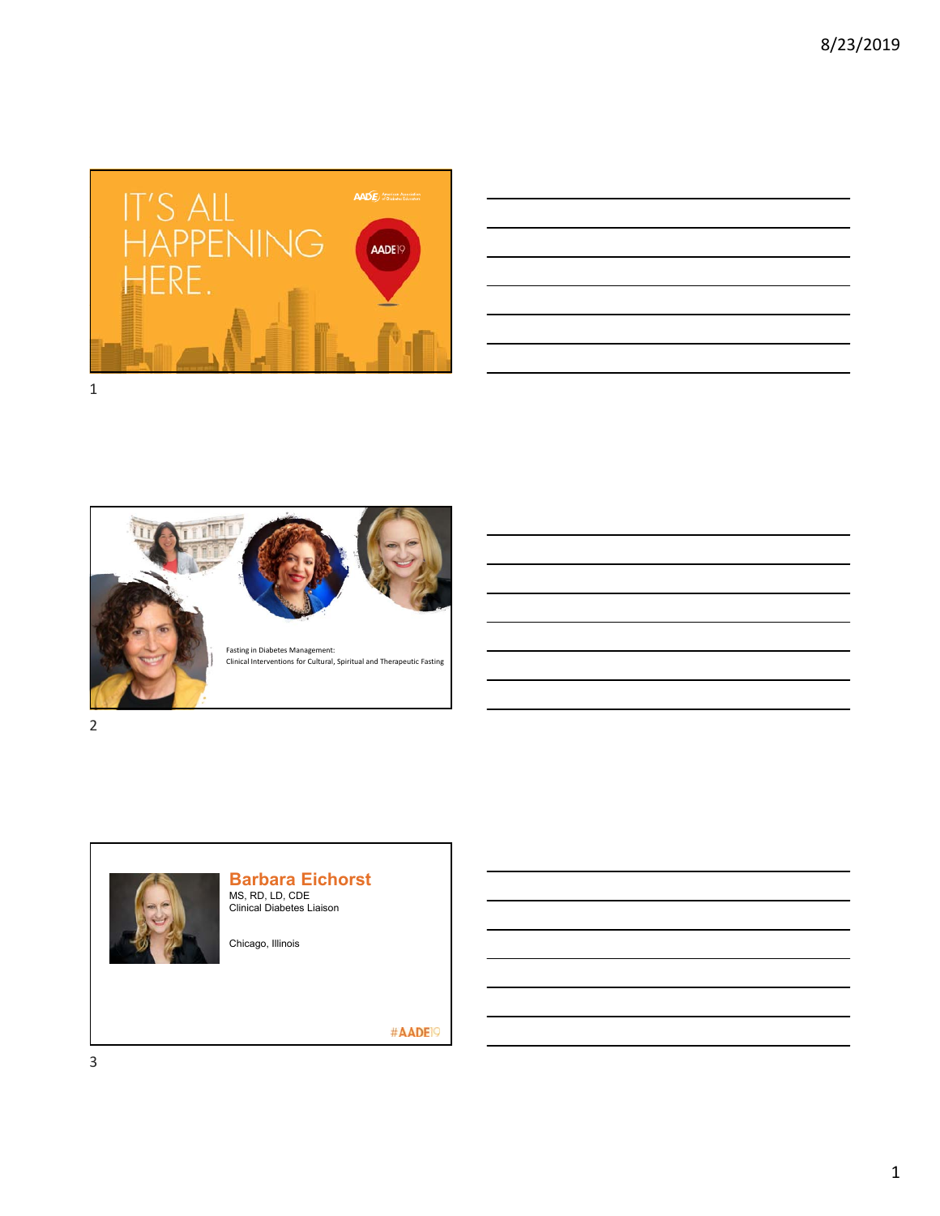IT'S ALL HAPPENING HERE.

AADE19

Fasting in Diabetes Management:
Clinical Interventions for Cultural, Spiritual and Therapeutic Fasting

## Barbara Eichorst

MS, RD, LD, CDE
Clinical Diabetes Liaison

Chicago, Illinois

#AADE19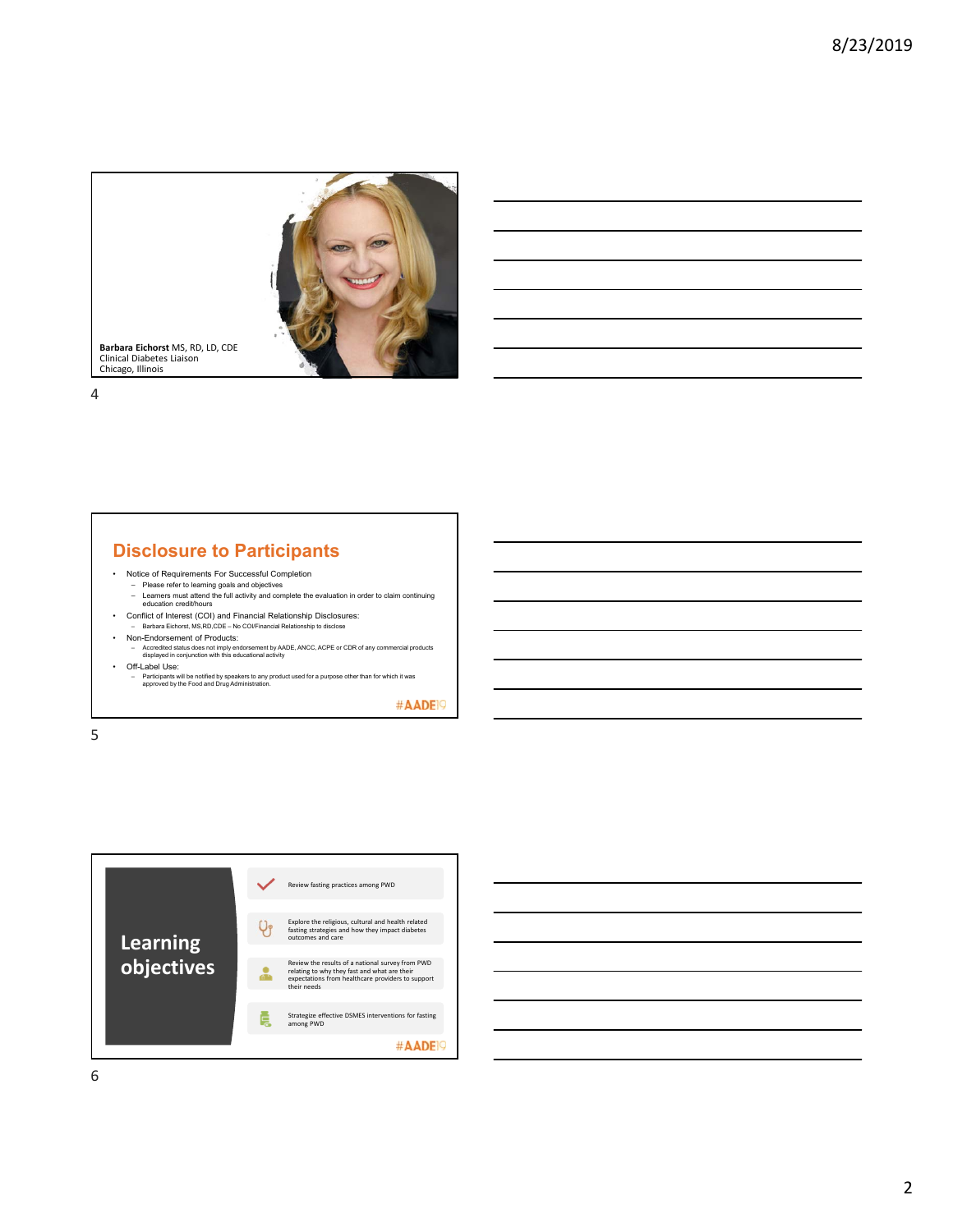**Barbara Eichorst** MS, RD, LD, CDE
Clinical Diabetes Liaison
Chicago, Illinois

## Disclosure to Participants

- Notice of Requirements For Successful Completion
  - Please refer to learning goals and objectives
  - Learners must attend the full activity and complete the evaluation in order to claim continuing education credit/hours
- Conflict of Interest (COI) and Financial Relationship Disclosures:
  - Barbara Eichorst, MS,RD,CDE – No COI/Financial Relationship to disclose
- Non-Endorsement of Products:
  - Accredited status does not imply endorsement by AADE, ANCC, ACPE or CDR of any commercial products displayed in conjunction with this educational activity
- Off-Label Use:
  - Participants will be notified by speakers to any product used for a purpose other than for which it was approved by the Food and Drug Administration.

#AADE19

## Learning objectives

- Review fasting practices among PWD
- Explore the religious, cultural and health related fasting strategies and how they impact diabetes outcomes and care
- Review the results of a national survey from PWD relating to why they fast and what are their expectations from healthcare providers to support their needs
- Strategize effective DSMES interventions for fasting among PWD

#AADE19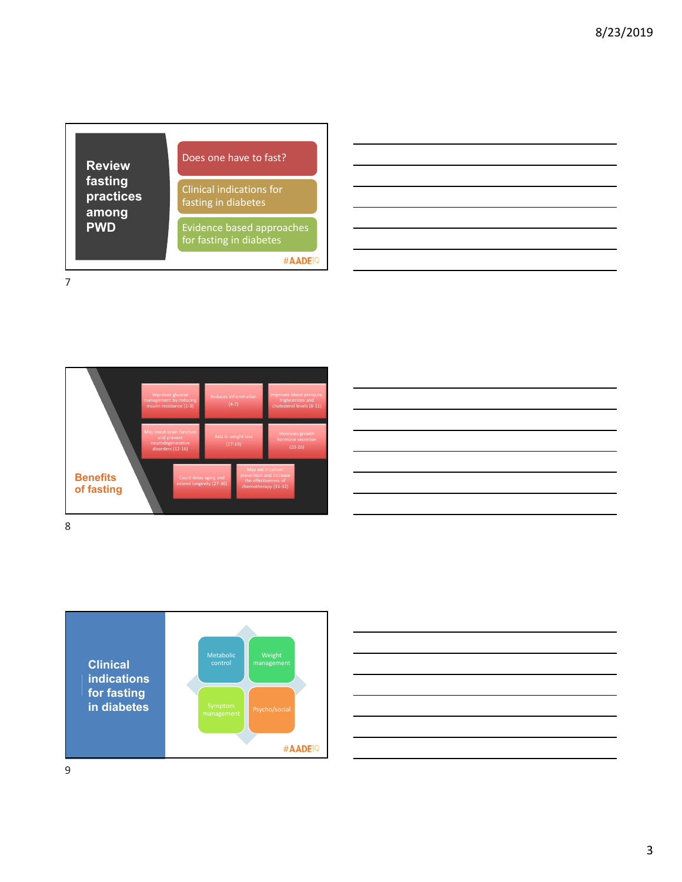## Review fasting practices among PWD

- Does one have to fast?
- Clinical indications for fasting in diabetes
- Evidence based approaches for fasting in diabetes

#AADE19

## Benefits of fasting

- Improves glucose management by reducing insulin resistance (1-3)
- Reduces inflammation (4-7)
- Improves blood pressure, triglycerides and cholesterol levels (8-11)
- May boost brain function and prevent neurodegenerative disorders (12-16)
- Aids in weight loss (17-19)
- Increases growth hormone secretion (20-26)
- Could delay aging and extend longevity (27-30)
- May aid in cancer prevention and increase the effectiveness of chemotherapy (31-32)

## Clinical indications for fasting in diabetes

- Metabolic control
- Weight management
- Symptom management
- Psycho/social

#AADE19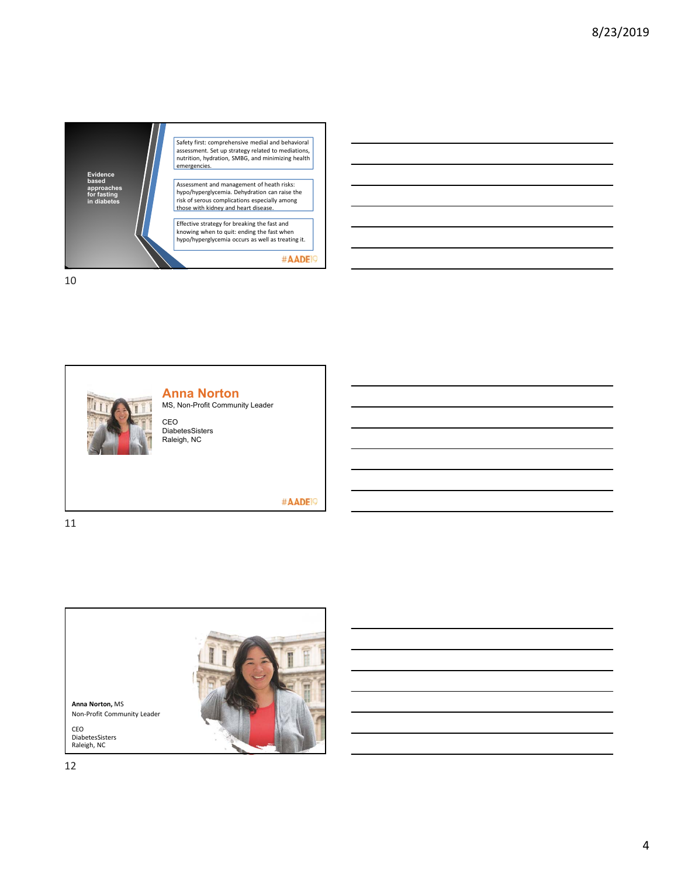**Evidence based approaches for fasting in diabetes**

Safety first: comprehensive medial and behavioral assessment. Set up strategy related to mediations, nutrition, hydration, SMBG, and minimizing health emergencies.

Assessment and management of heath risks: hypo/hyperglycemia. Dehydration can raise the risk of serous complications especially among those with kidney and heart disease.

Effective strategy for breaking the fast and knowing when to quit: ending the fast when hypo/hyperglycemia occurs as well as treating it.

#AADE19

10

## Anna Norton

MS, Non-Profit Community Leader

CEO
DiabetesSisters
Raleigh, NC

#AADE19

11

**Anna Norton,** MS
Non-Profit Community Leader

CEO
DiabetesSisters
Raleigh, NC

12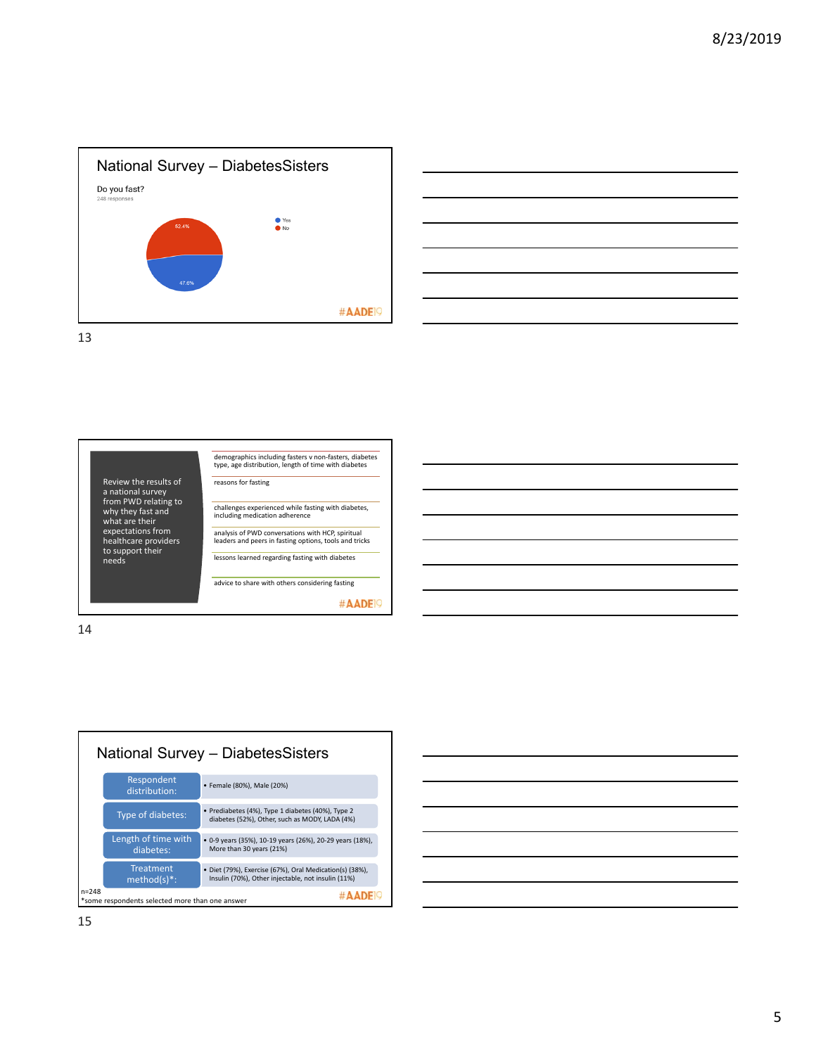## National Survey – DiabetesSisters

Do you fast?

248 responses

- Yes: 47.6%
- No: 52.4%

#AADE19

---

Review the results of a national survey from PWD relating to why they fast and what are their expectations from healthcare providers to support their needs

- demographics including fasters v non-fasters, diabetes type, age distribution, length of time with diabetes
- reasons for fasting
- challenges experienced while fasting with diabetes, including medication adherence
- analysis of PWD conversations with HCP, spiritual leaders and peers in fasting options, tools and tricks
- lessons learned regarding fasting with diabetes
- advice to share with others considering fasting

#AADE19

---

## National Survey – DiabetesSisters

| | |
|---|---|
| Respondent distribution: | Female (80%), Male (20%) |
| Type of diabetes: | Prediabetes (4%), Type 1 diabetes (40%), Type 2 diabetes (52%), Other, such as MODY, LADA (4%) |
| Length of time with diabetes: | 0-9 years (35%), 10-19 years (26%), 20-29 years (18%), More than 30 years (21%) |
| Treatment method(s)*: | Diet (79%), Exercise (67%), Oral Medication(s) (38%), Insulin (70%), Other injectable, not insulin (11%) |

n=248

*some respondents selected more than one answer

#AADE19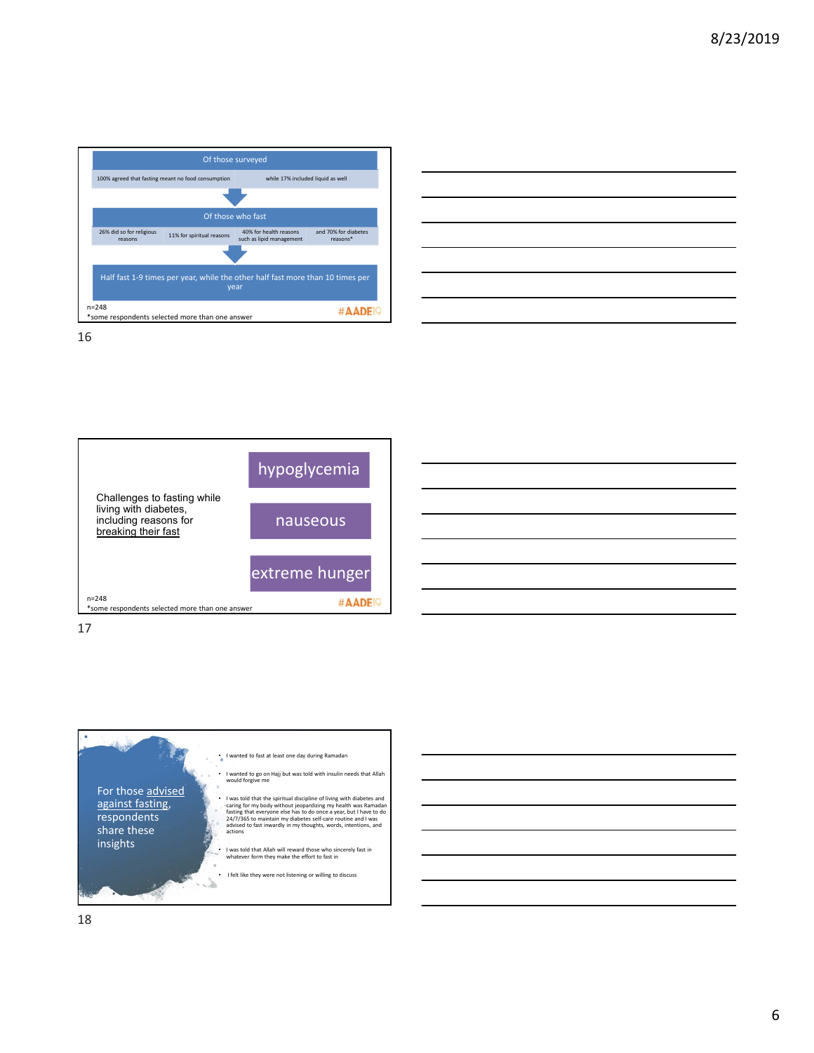## Of those surveyed

100% agreed that fasting meant no food consumption while 17% included liquid as well

## Of those who fast

- 26% did so for religious reasons
- 11% for spiritual reasons
- 40% for health reasons such as lipid management
- and 70% for diabetes reasons*

Half fast 1-9 times per year, while the other half fast more than 10 times per year

n=248
*some respondents selected more than one answer

#AADE19

---

Challenges to fasting while living with diabetes, including reasons for breaking their fast

- hypoglycemia
- nauseous
- extreme hunger

n=248
*some respondents selected more than one answer

#AADE19

---

For those advised against fasting, respondents share these insights

- I wanted to fast at least one day during Ramadan
- I wanted to go on Hajj but was told with insulin needs that Allah would forgive me
- I was told that the spiritual discipline of living with diabetes and caring for my body without jeopardizing my health was Ramadan fasting that everyone else has to do once a year, but I have to do 24/7/365 to maintain my diabetes self-care routine and I was advised to fast inwardly in my thoughts, words, intentions, and actions
- I was told that Allah will reward those who sincerely fast in whatever form they make the effort to fast in
- I felt like they were not listening or willing to discuss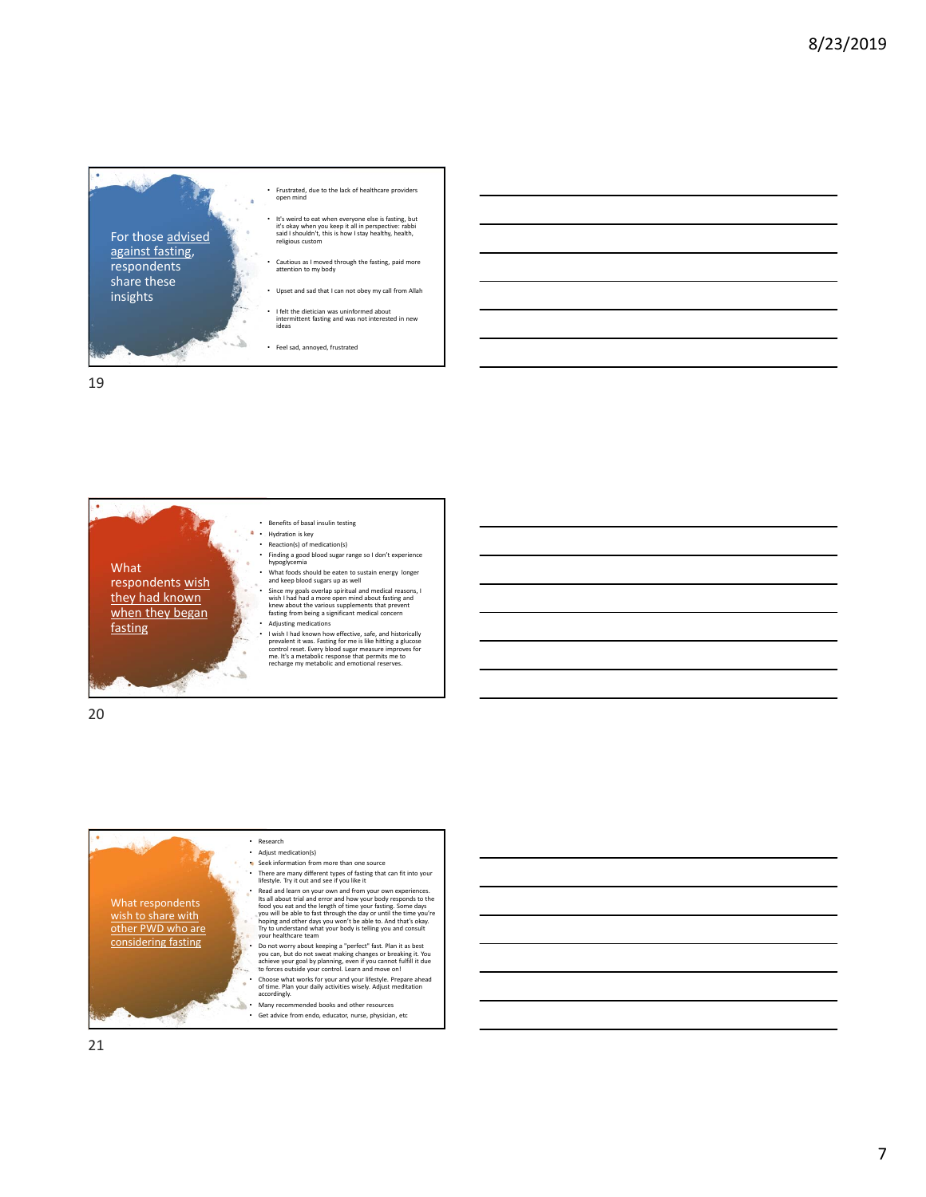## For those advised against fasting, respondents share these insights

- Frustrated, due to the lack of healthcare providers open mind
- It's weird to eat when everyone else is fasting, but it's okay when you keep it all in perspective: rabbi said I shouldn't, this is how I stay healthy, health, religious custom
- Cautious as I moved through the fasting, paid more attention to my body
- Upset and sad that I can not obey my call from Allah
- I felt the dietician was uninformed about intermittent fasting and was not interested in new ideas
- Feel sad, annoyed, frustrated

## What respondents wish they had known when they began fasting

- Benefits of basal insulin testing
- Hydration is key
- Reaction(s) of medication(s)
- Finding a good blood sugar range so I don't experience hypoglycemia
- What foods should be eaten to sustain energy longer and keep blood sugars up as well
- Since my goals overlap spiritual and medical reasons, I wish I had had a more open mind about fasting and knew about the various supplements that prevent fasting from being a significant medical concern
- Adjusting medications
- I wish I had known how effective, safe, and historically prevalent it was. Fasting for me is like hitting a glucose control reset. Every blood sugar measure improves for me. It's a metabolic response that permits me to recharge my metabolic and emotional reserves.

## What respondents wish to share with other PWD who are considering fasting

- Research
- Adjust medication(s)
- Seek information from more than one source
- There are many different types of fasting that can fit into your lifestyle. Try it out and see if you like it
- Read and learn on your own and from your own experiences. Its all about trial and error and how your body responds to the food you eat and the length of time your fasting. Some days you will be able to fast through the day or until the time you're hoping and other days you won't be able to. And that's okay. Try to understand what your body is telling you and consult your healthcare team
- Do not worry about keeping a "perfect" fast. Plan it as best you can, but do not sweat making changes or breaking it. You achieve your goal by planning, even if you cannot fulfill it due to forces outside your control. Learn and move on!
- Choose what works for your and your lifestyle. Prepare ahead of time. Plan your daily activities wisely. Adjust meditation accordingly.
- Many recommended books and other resources
- Get advice from endo, educator, nurse, physician, etc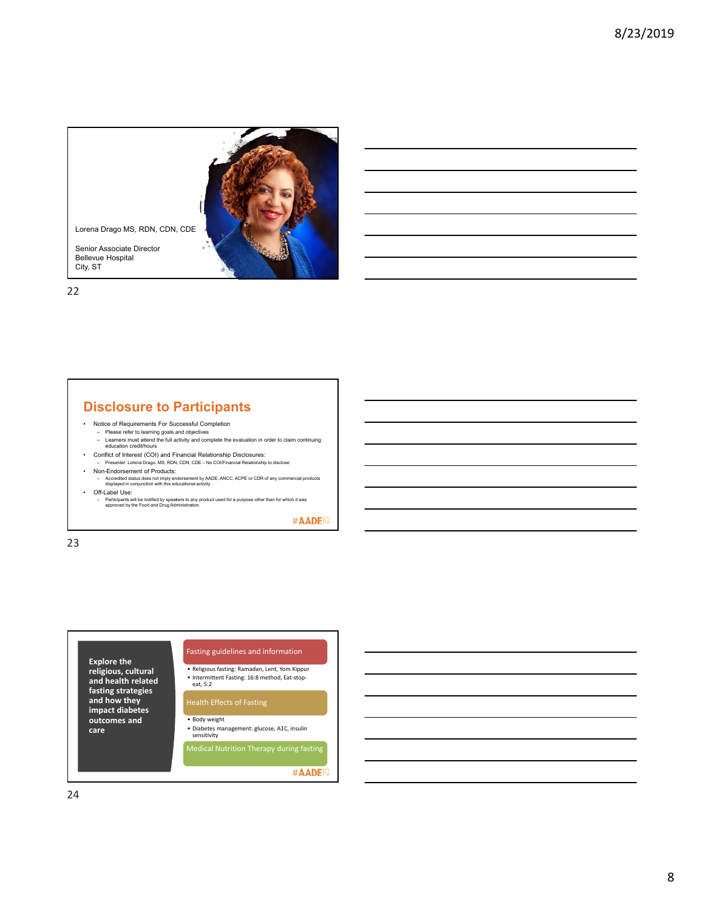Lorena Drago MS, RDN, CDN, CDE

Senior Associate Director
Bellevue Hospital
City, ST

## Disclosure to Participants

- Notice of Requirements For Successful Completion
  - Please refer to learning goals and objectives
  - Learners must attend the full activity and complete the evaluation in order to claim continuing education credit/hours
- Conflict of Interest (COI) and Financial Relationship Disclosures:
  - Presenter: Lorena Drago, MS, RDN, CDN, CDE – No COI/Financial Relationship to disclose
- Non-Endorsement of Products:
  - Accredited status does not imply endorsement by AADE, ANCC, ACPE or CDR of any commercial products displayed in conjunction with this educational activity
- Off-Label Use:
  - Participants will be notified by speakers to any product used for a purpose other than for which it was approved by the Food and Drug Administration.

#AADE19

**Explore the religious, cultural and health related fasting strategies and how they impact diabetes outcomes and care**

Fasting guidelines and information

- Religious fasting: Ramadan, Lent, Yom Kippur
- Intermittent Fasting: 16:8 method, Eat-stop-eat, 5:2

Health Effects of Fasting

- Body weight
- Diabetes management: glucose, A1C, insulin sensitivity

Medical Nutrition Therapy during fasting

#AADE19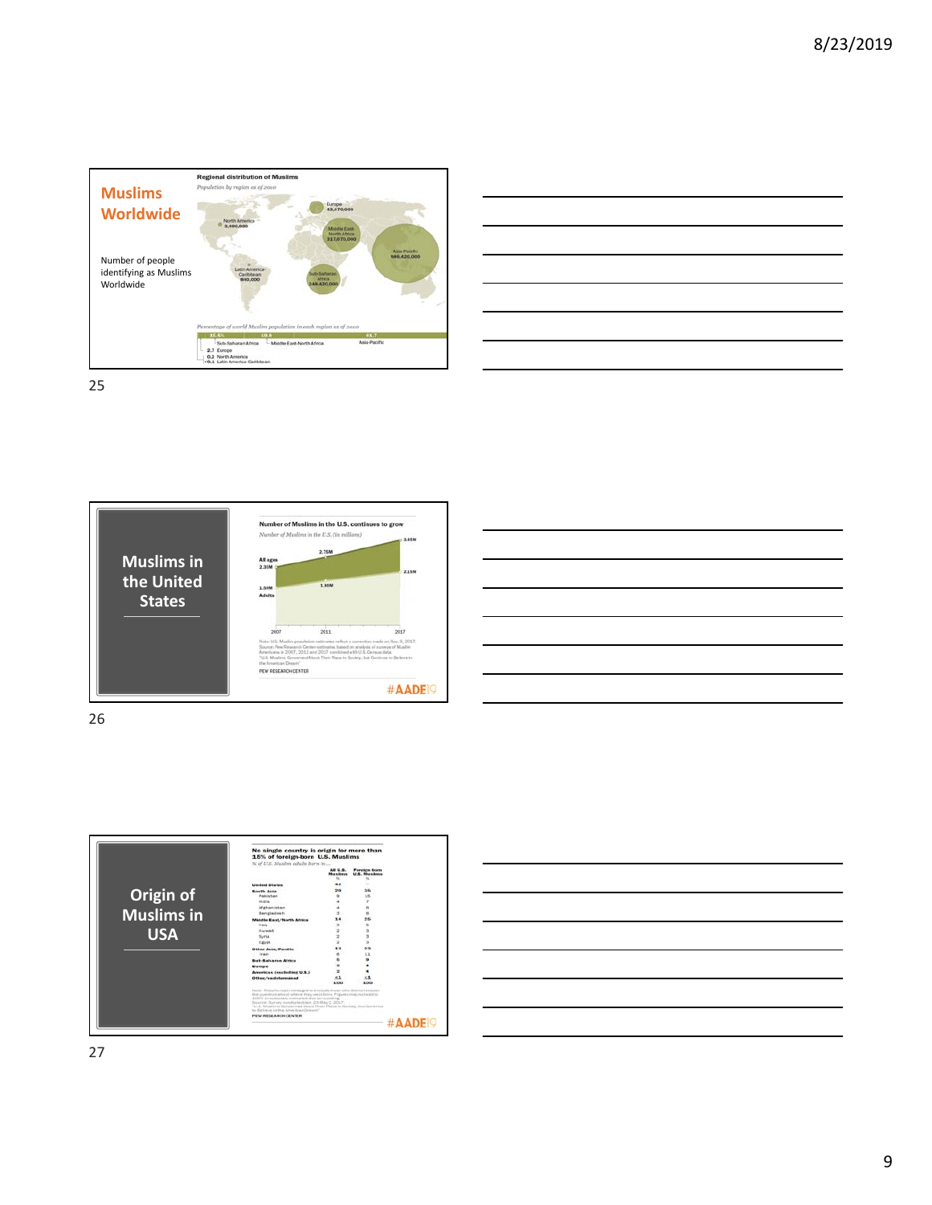## Muslims Worldwide

Number of people identifying as Muslims Worldwide

**Regional distribution of Muslims**

*Population by region as of 2010*

- North America 3,480,000
- Europe 43,470,000
- Middle East-North Africa 317,070,000
- Asia-Pacific 986,420,000
- Latin America-Caribbean 840,000
- Sub-Saharan Africa 248,420,000

*Percentage of world Muslim population in each region as of 2010*

- 15.5 Sub-Saharan Africa
- 19.8 Middle East-North Africa
- 61.7 Asia-Pacific
- 2.7 Europe
- 0.2 North America
- <0.1 Latin America-Caribbean

## Muslims in the United States

**Number of Muslims in the U.S. continues to grow**

*Number of Muslims in the U.S. (in millions)*

| | 2007 | 2011 | 2017 |
|---|---|---|---|
| All ages | 2.35M | 2.75M | 3.45M |
| Adults | 1.50M | 1.80M | 2.15M |

Note: U.S. Muslim population estimates reflect a correction made on Nov. 8, 2017.
Source: Pew Research Center estimates based on analysis of surveys of Muslim Americans in 2007, 2011 and 2017 combined with U.S. Census data.
"U.S. Muslims Concerned About Their Place in Society, but Continue to Believe in the American Dream"

PEW RESEARCH CENTER

#AADE19

## Origin of Muslims in USA

**No single country is origin for more than 15% of foreign-born U.S. Muslims**

*% of U.S. Muslim adults born in ...*

| | All U.S. Muslims % | Foreign-born U.S. Muslims % |
|---|---|---|
| **United States** | 42 | -- |
| **South Asia** | 20 | 35 |
| Pakistan | 9 | 15 |
| India | 4 | 7 |
| Afghanistan | 4 | 6 |
| Bangladesh | 3 | 6 |
| **Middle East/North Africa** | 14 | 25 |
| Yemen | 3 | 6 |
| Kuwait | 2 | 3 |
| Syria | 2 | 3 |
| Egypt | 2 | 3 |
| **Other Asia/Pacific** | 11 | 19 |
| Iran | 6 | 11 |
| **Sub-Saharan Africa** | 5 | 9 |
| **Europe** | 2 | 4 |
| **Americas (excluding U.S.)** | 2 | 4 |
| **Other/undetermined** | <1 | <1 |
| | 100 | 100 |

Note: Results reflect immigrant ... who ... the question about where they were born. Figures may not add to 100% or subtotals indicated due to rounding.
Source: Survey conducted Jan. 23-May 2, 2017.
"U.S. Muslims Concerned About Their Place in Society, but Continue to Believe in the American Dream"

PEW RESEARCH CENTER

#AADE19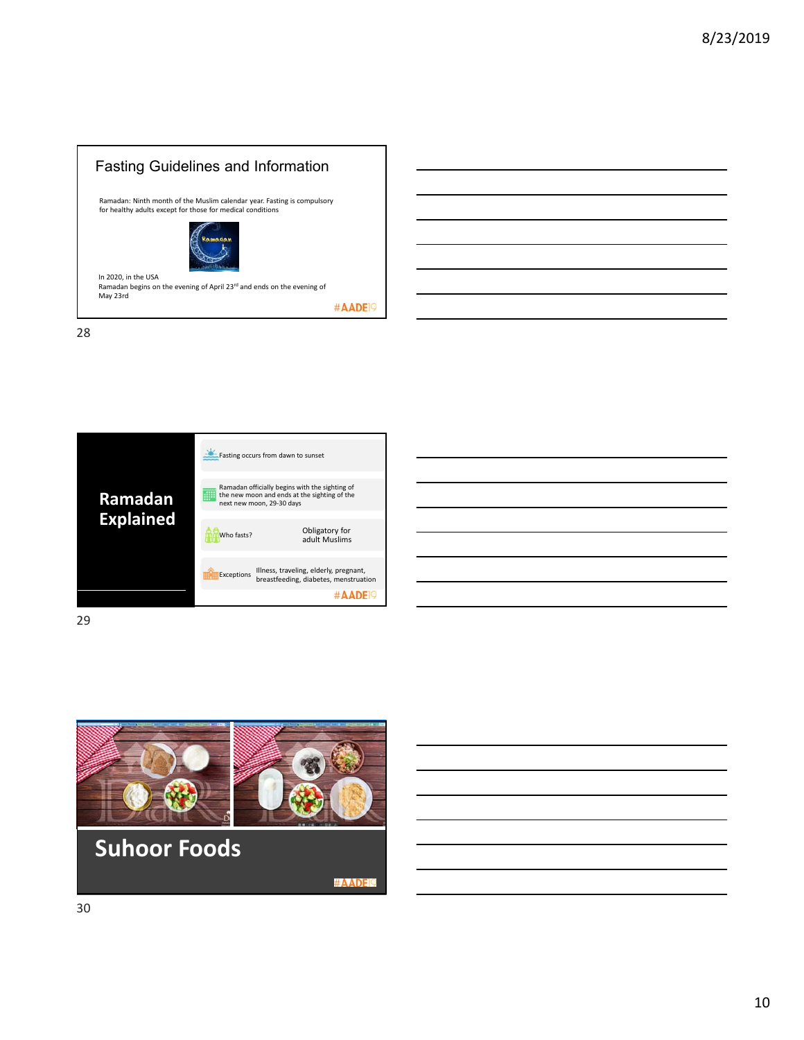## Fasting Guidelines and Information

Ramadan: Ninth month of the Muslim calendar year. Fasting is compulsory for healthy adults except for those for medical conditions

In 2020, in the USA
Ramadan begins on the evening of April 23rd and ends on the evening of May 23rd

#AADE19

28

## Ramadan Explained

- Fasting occurs from dawn to sunset
- Ramadan officially begins with the sighting of the new moon and ends at the sighting of the next new moon, 29-30 days
- Who fasts? Obligatory for adult Muslims
- Exceptions: Illness, traveling, elderly, pregnant, breastfeeding, diabetes, menstruation

#AADE19

29

## Suhoor Foods

#AADE19

30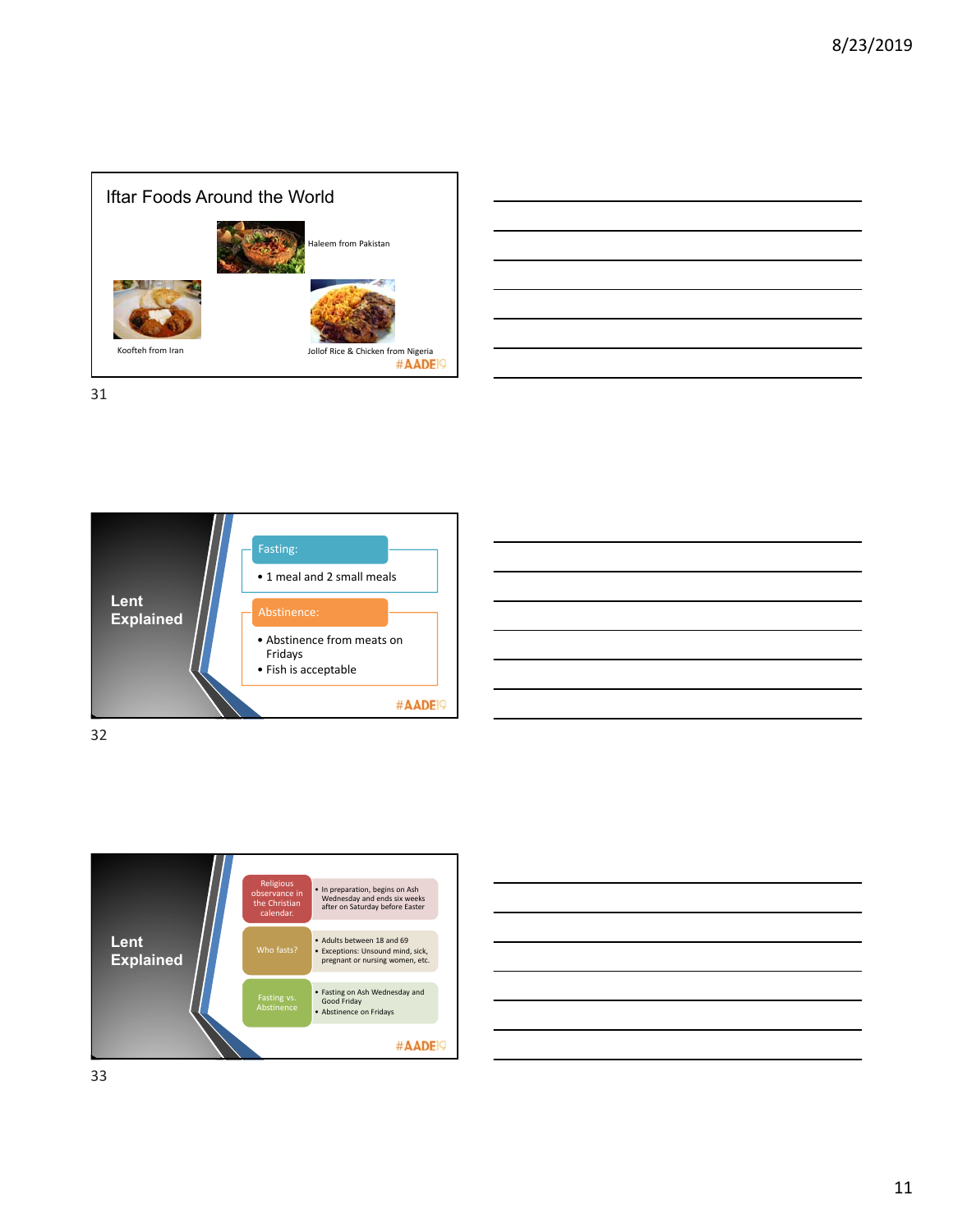## Iftar Foods Around the World

Haleem from Pakistan

Koofteh from Iran

Jollof Rice & Chicken from Nigeria

#AADE19

---

## Lent Explained

**Fasting:**

- 1 meal and 2 small meals

**Abstinence:**

- Abstinence from meats on Fridays
- Fish is acceptable

#AADE19

---

## Lent Explained

**Religious observance in the Christian calendar.**

- In preparation, begins on Ash Wednesday and ends six weeks after on Saturday before Easter

**Who fasts?**

- Adults between 18 and 69
- Exceptions: Unsound mind, sick, pregnant or nursing women, etc.

**Fasting vs. Abstinence**

- Fasting on Ash Wednesday and Good Friday
- Abstinence on Fridays

#AADE19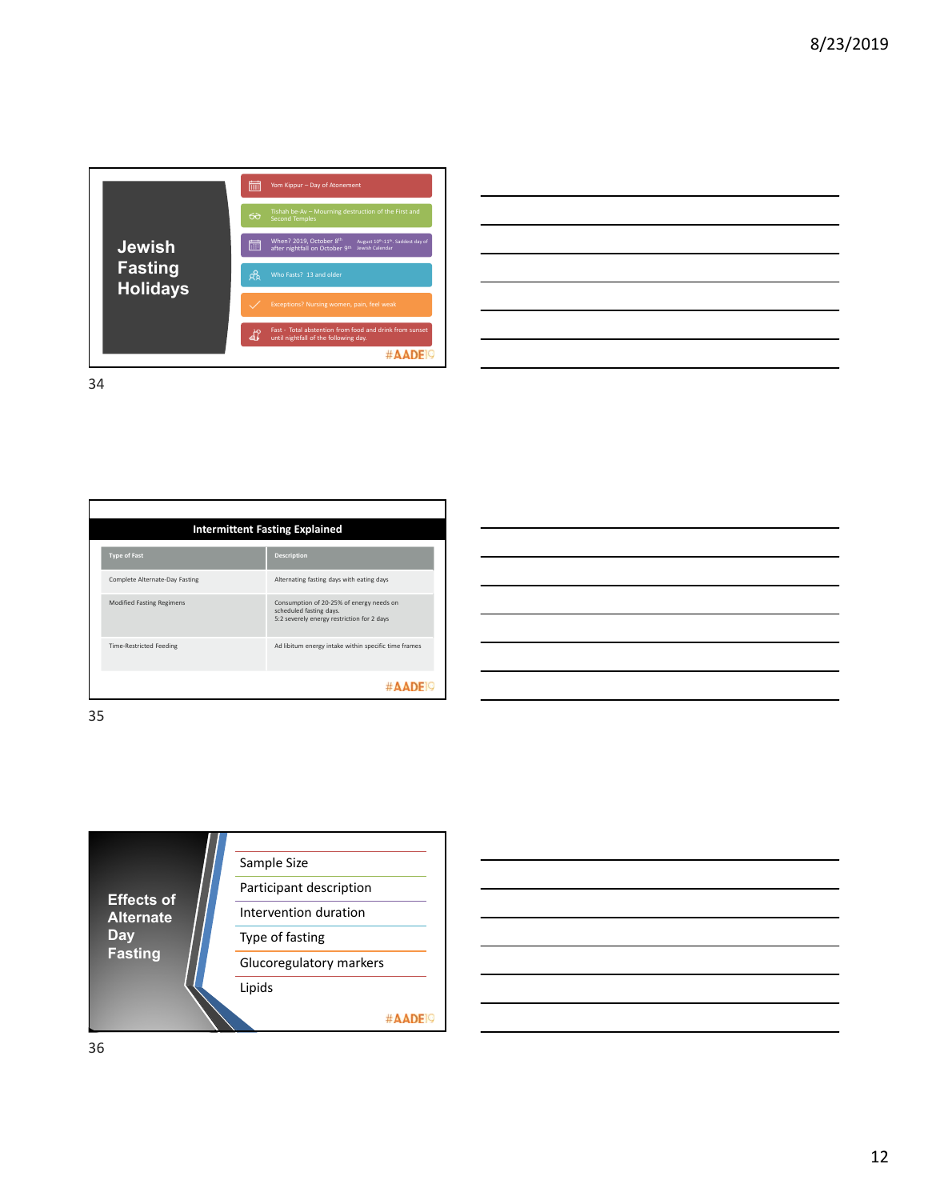## Jewish Fasting Holidays

- Yom Kippur – Day of Atonement
- Tishah be-Av – Mourning destruction of the First and Second Temples
- When? 2019, October 8th after nightfall on October 9th — August 10th-11th. Saddest day of Jewish Calendar
- Who Fasts? 13 and older
- Exceptions? Nursing women, pain, feel weak
- Fast - Total abstention from food and drink from sunset until nightfall of the following day.

#AADE19

## Intermittent Fasting Explained

| Type of Fast | Description |
| --- | --- |
| Complete Alternate-Day Fasting | Alternating fasting days with eating days |
| Modified Fasting Regimens | Consumption of 20-25% of energy needs on scheduled fasting days. 5:2 severely energy restriction for 2 days |
| Time-Restricted Feeding | Ad libitum energy intake within specific time frames |

#AADE19

## Effects of Alternate Day Fasting

- Sample Size
- Participant description
- Intervention duration
- Type of fasting
- Glucoregulatory markers
- Lipids

#AADE19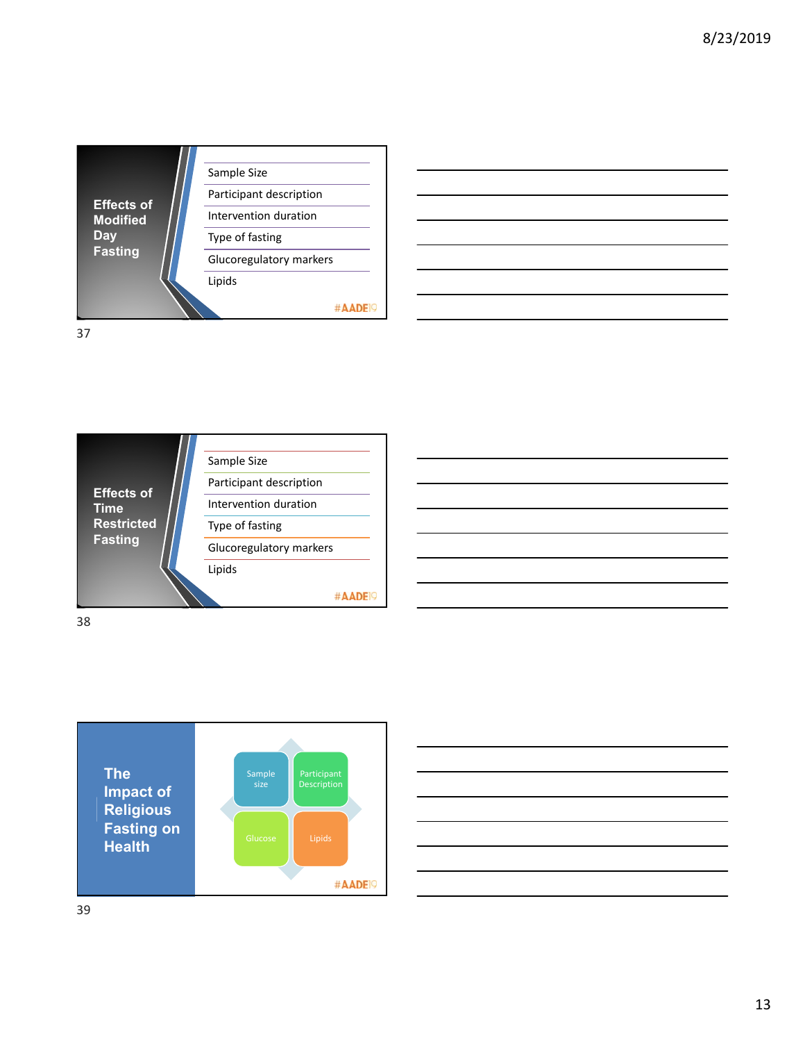## Effects of Modified Day Fasting

- Sample Size
- Participant description
- Intervention duration
- Type of fasting
- Glucoregulatory markers
- Lipids

#AADE19

37

## Effects of Time Restricted Fasting

- Sample Size
- Participant description
- Intervention duration
- Type of fasting
- Glucoregulatory markers
- Lipids

#AADE19

38

## The Impact of Religious Fasting on Health

- Sample size
- Participant Description
- Glucose
- Lipids

#AADE19

39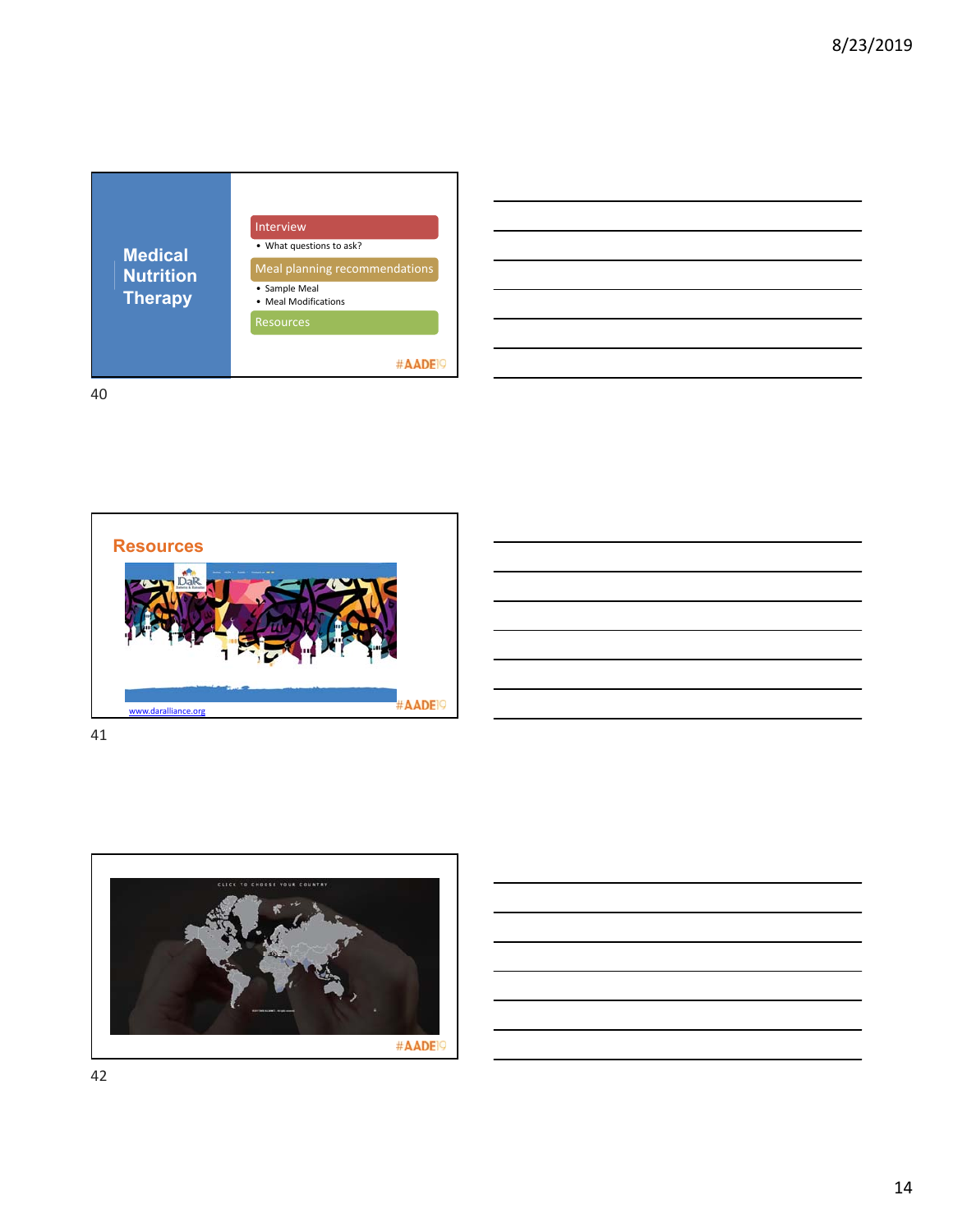## Medical Nutrition Therapy

Interview

- What questions to ask?

Meal planning recommendations

- Sample Meal
- Meal Modifications

Resources

#AADE19

---

## Resources

www.daralliance.org

#AADE19

---

CLICK TO CHOOSE YOUR COUNTRY

#AADE19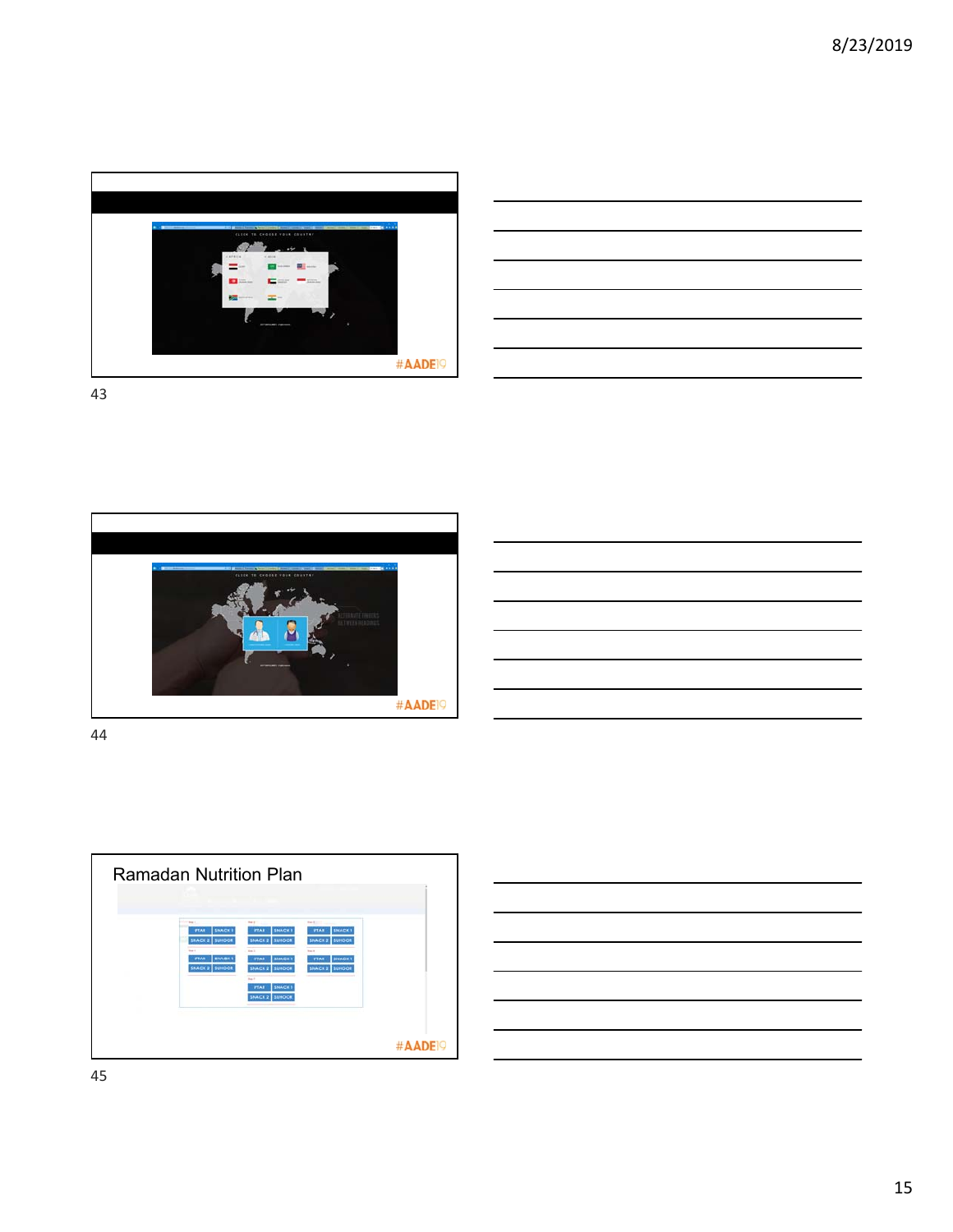#AADE19

#AADE19

## Ramadan Nutrition Plan

#AADE19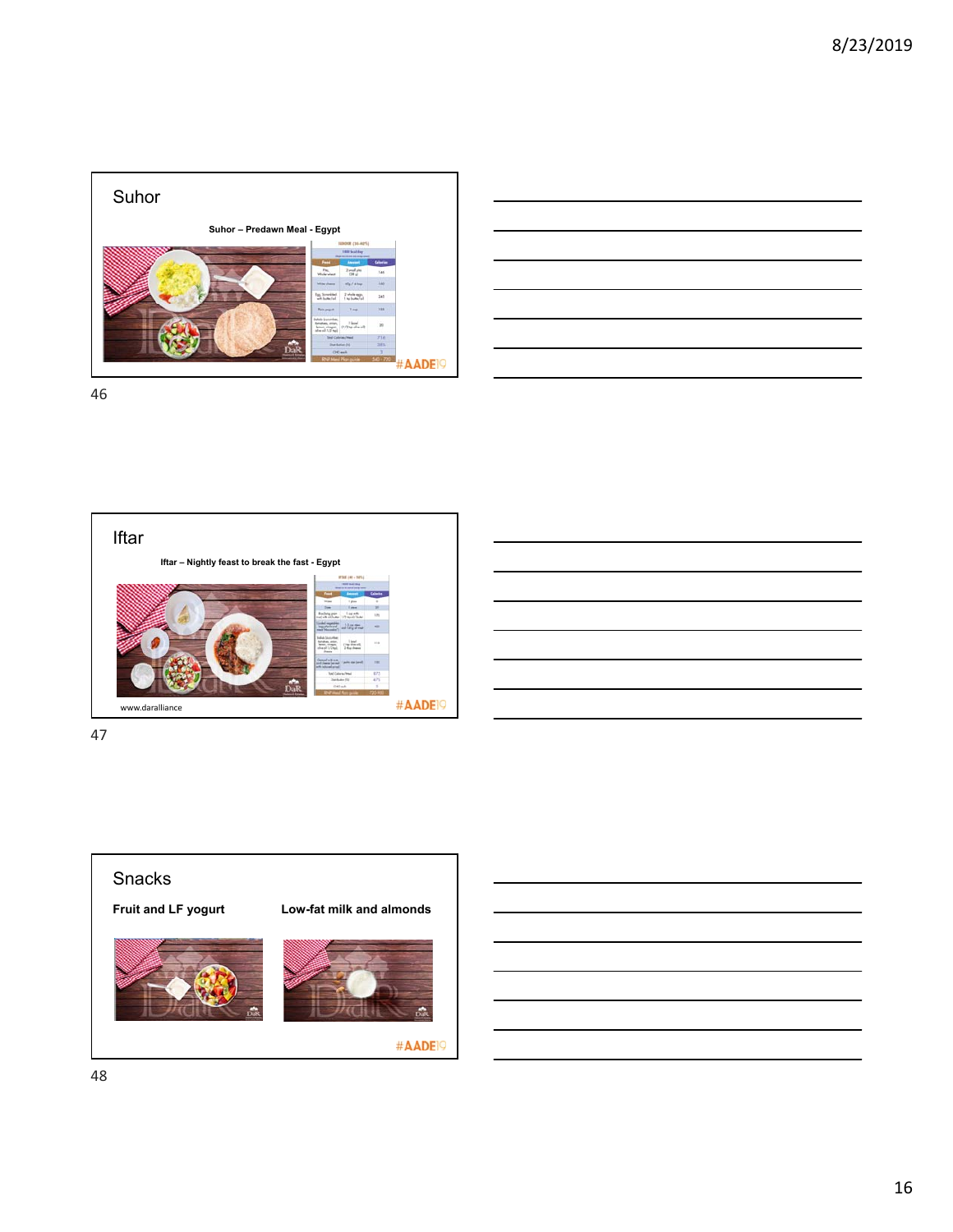## Suhor

**Suhor – Predawn Meal - Egypt**

#AADE19

## Iftar

**Iftar – Nightly feast to break the fast - Egypt**

www.daralliance

#AADE19

## Snacks

**Fruit and LF yogurt**

**Low-fat milk and almonds**

#AADE19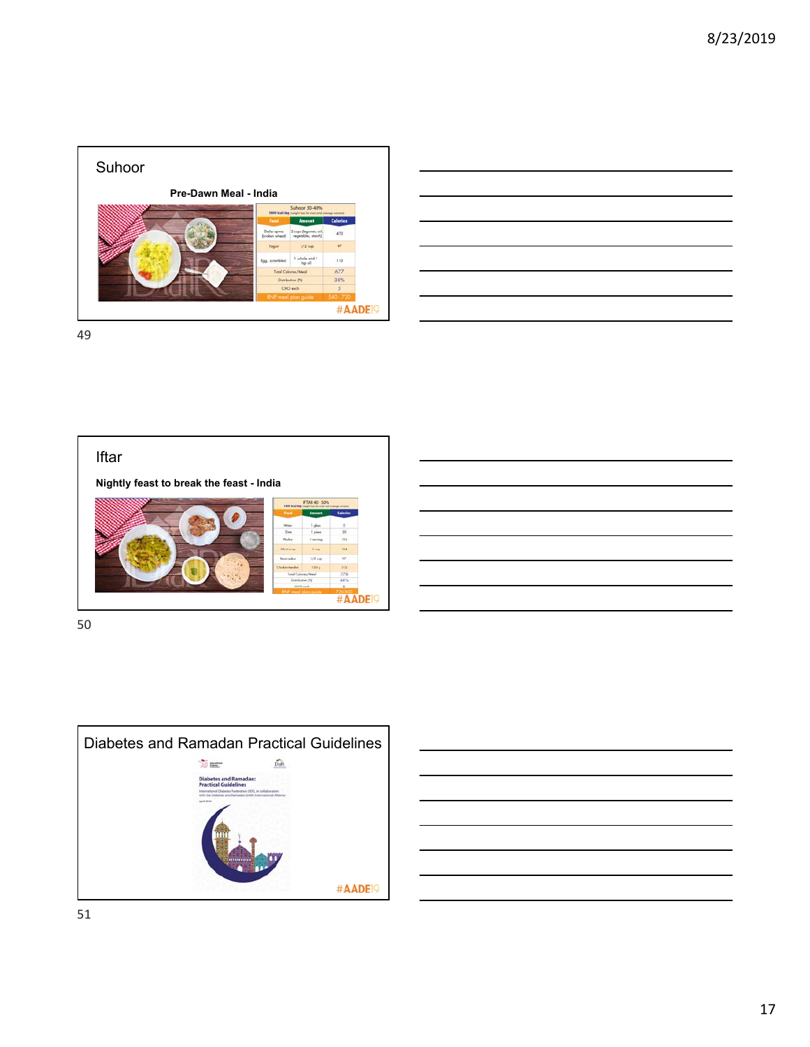## Suhoor

**Pre-Dawn Meal - India**

| Suhoor 30-40%<br>1800 kcal/day (weight loss for men and average women) | | |
|---|---|---|
| Food | Amount | Calories |
| Dalia upma (broken wheat) | 2 cups (legumes, oil, vegetable, starch) | 470 |
| Yogurt | 1/2 cup | 97 |
| Egg, scrambled | 1 whole and 1 tsp oil | 110 |
| Total Calories/Meal | | 677 |
| Distribution (%) | | 38% |
| CHO exch | | 5 |
| RNP meal plan guide | | 540 - 720 |

#AADE19

49

## Iftar

**Nightly feast to break the feast - India**

| IFTAR 40 - 50%<br>1800 kcal/day (weight loss for men and average women) | | |
|---|---|---|
| Food | Amount | Calories |
| Water | 1 glass | 0 |
| Date | 1 piece | 20 |
| Pholka | 1 serving | 155 |
| | 1 cup | 194 |
| Bean salad | 1/2 cup | 97 |
| Chicken tandoori | 120 g | 312 |
| Total Calories/Meal | | 778 |
| Distribution (%) | | 44% |
| CHO exch | | 6 |
| RNP meal plan guide | | 720-900 |

#AADE19

50

## Diabetes and Ramadan Practical Guidelines

Diabetes and Ramadan: Practical Guidelines

International Diabetes Federation (IDF), in collaboration with the Diabetes and Ramadan (DAR) International Alliance

April 2016

#AADE19

51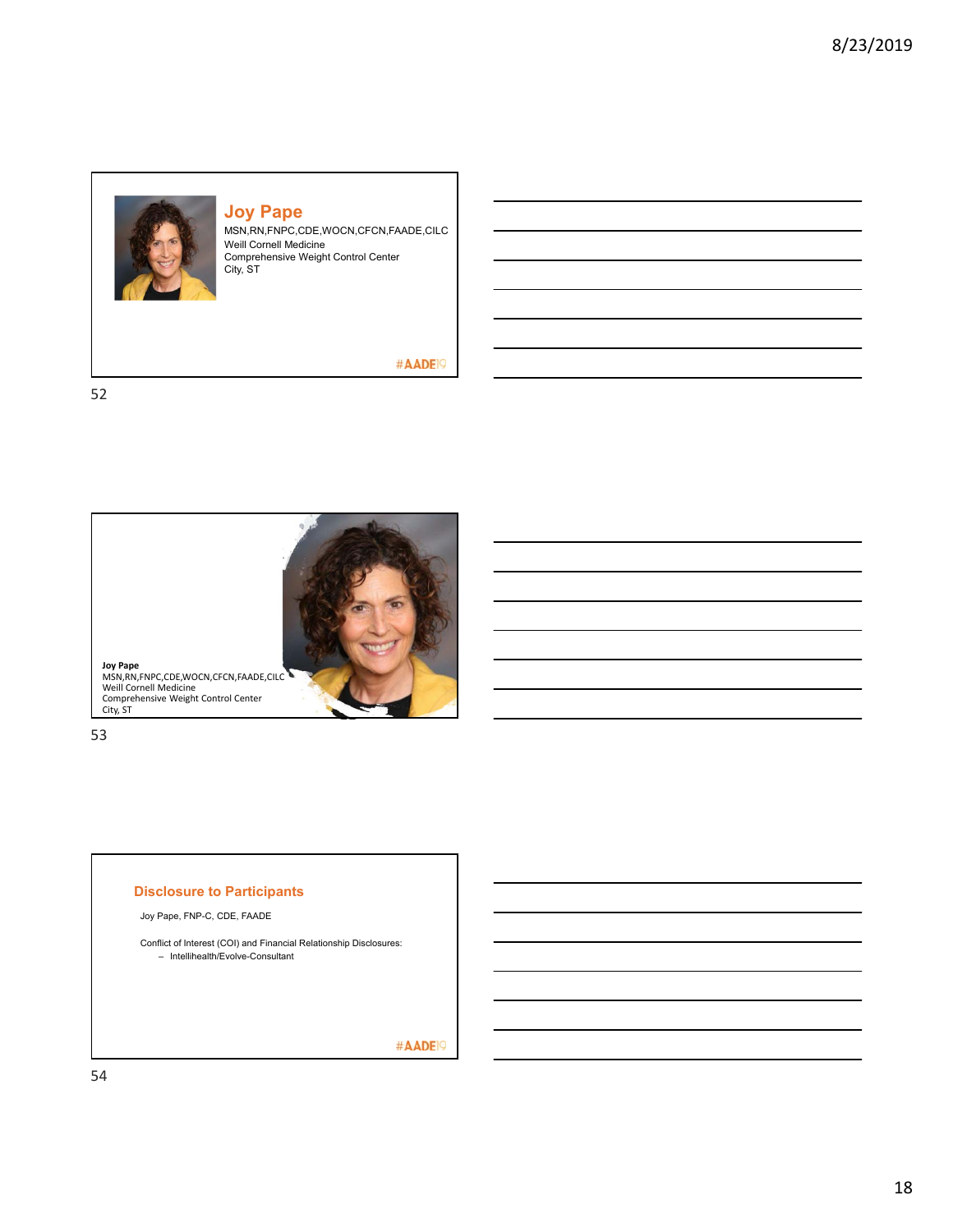## Joy Pape

MSN,RN,FNPC,CDE,WOCN,CFCN,FAADE,CILC
Weill Cornell Medicine
Comprehensive Weight Control Center
City, ST

#AADE19

---

**Joy Pape**
MSN,RN,FNPC,CDE,WOCN,CFCN,FAADE,CILC
Weill Cornell Medicine
Comprehensive Weight Control Center
City, ST

---

## Disclosure to Participants

Joy Pape, FNP-C, CDE, FAADE

Conflict of Interest (COI) and Financial Relationship Disclosures:
- Intellihealth/Evolve-Consultant

#AADE19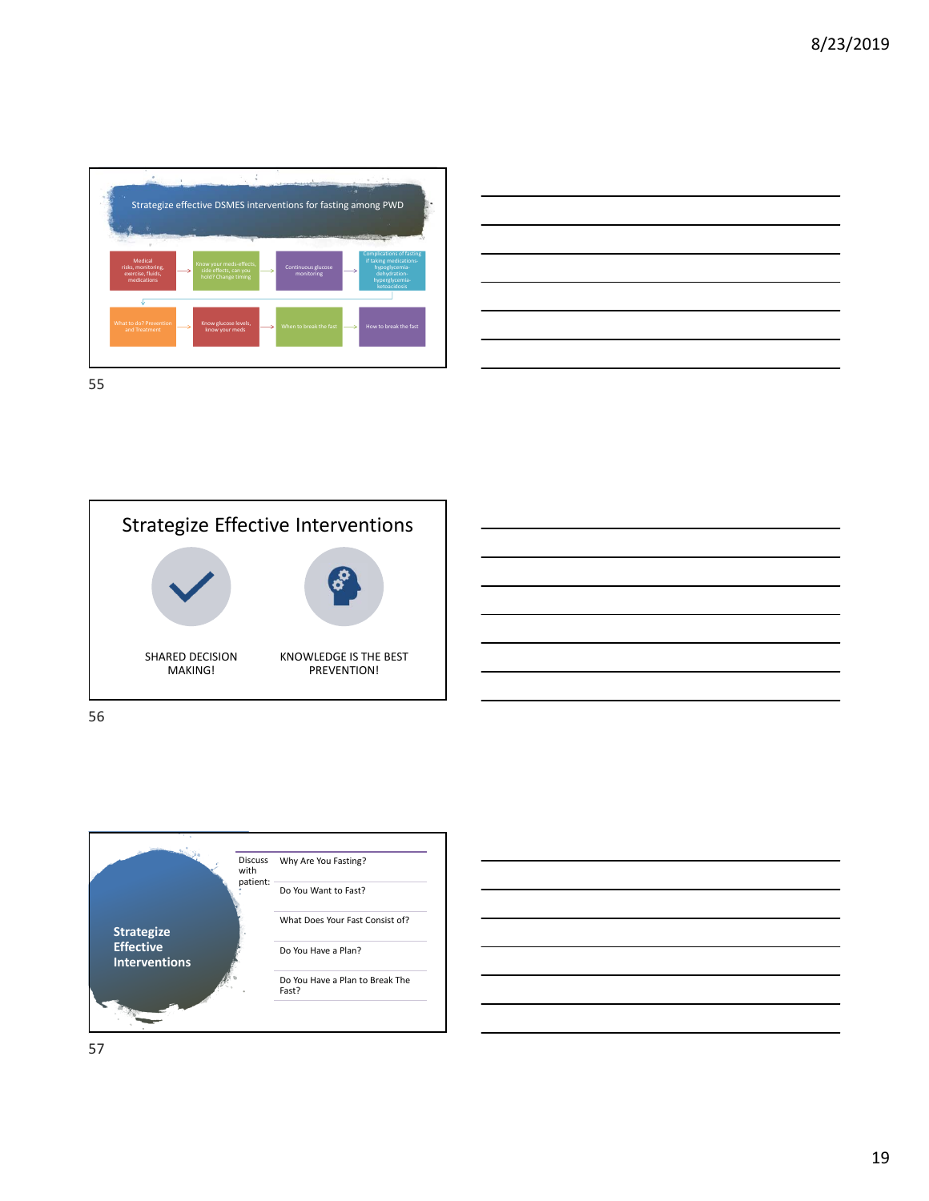## Strategize effective DSMES interventions for fasting among PWD

Medical risks, monitoring, exercise, fluids, medications → Know your meds-effects, side effects, can you hold? Change timing → Continuous glucose monitoring → Complications of fasting if taking medications- hypoglycemia- dehydration- hyperglycemia- ketoacidosis

What to do? Prevention and Treatment → Know glucose levels, know your meds → When to break the fast → How to break the fast

## Strategize Effective Interventions

SHARED DECISION MAKING!

KNOWLEDGE IS THE BEST PREVENTION!

## Strategize Effective Interventions

Discuss with patient:

- Why Are You Fasting?
- Do You Want to Fast?
- What Does Your Fast Consist of?
- Do You Have a Plan?
- Do You Have a Plan to Break The Fast?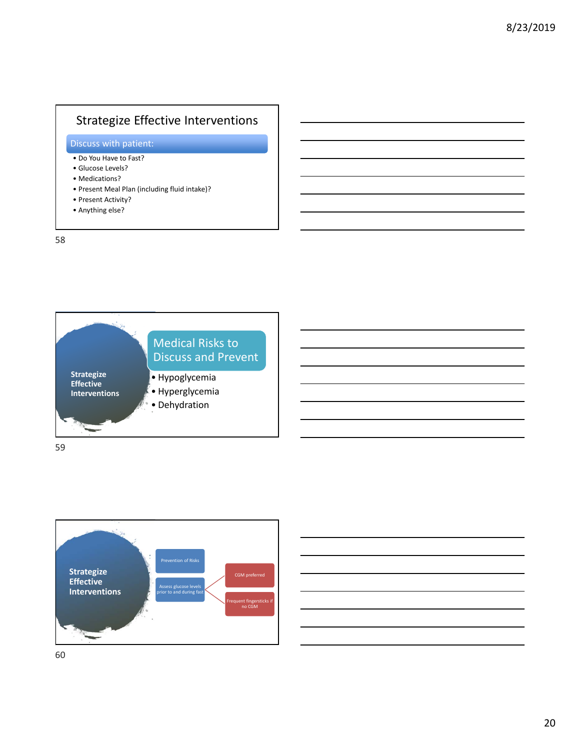## Strategize Effective Interventions

**Discuss with patient:**

- Do You Have to Fast?
- Glucose Levels?
- Medications?
- Present Meal Plan (including fluid intake)?
- Present Activity?
- Anything else?

## Strategize Effective Interventions

### Medical Risks to Discuss and Prevent

- Hypoglycemia
- Hyperglycemia
- Dehydration

## Strategize Effective Interventions

- Prevention of Risks
- Assess glucose levels prior to and during fast
  - CGM preferred
  - Frequent fingersticks if no CGM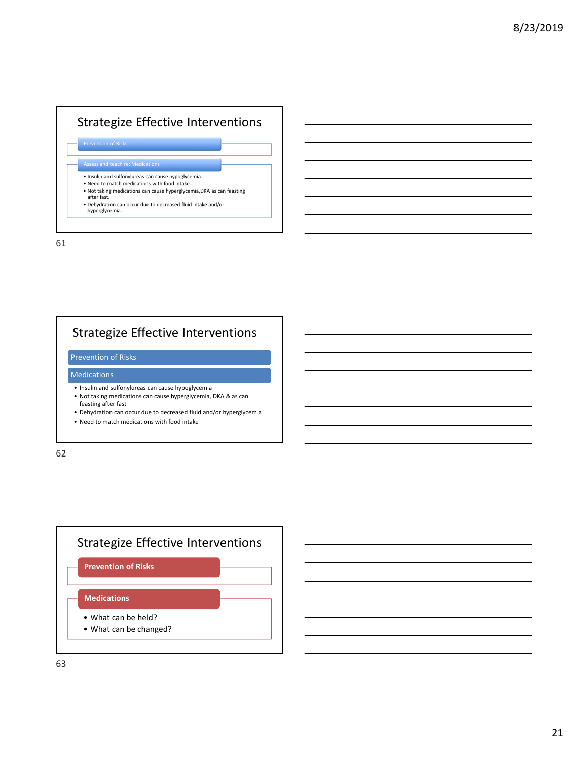## Strategize Effective Interventions

**Prevention of Risks**

**Assess and teach re: Medications**

- Insulin and sulfonylureas can cause hypoglycemia.
- Need to match medications with food intake.
- Not taking medications can cause hyperglycemia,DKA as can feasting after fast.
- Dehydration can occur due to decreased fluid intake and/or hyperglycemia.

## Strategize Effective Interventions

**Prevention of Risks**

**Medications**

- Insulin and sulfonylureas can cause hypoglycemia
- Not taking medications can cause hyperglycemia, DKA & as can feasting after fast
- Dehydration can occur due to decreased fluid and/or hyperglycemia
- Need to match medications with food intake

## Strategize Effective Interventions

**Prevention of Risks**

**Medications**

- What can be held?
- What can be changed?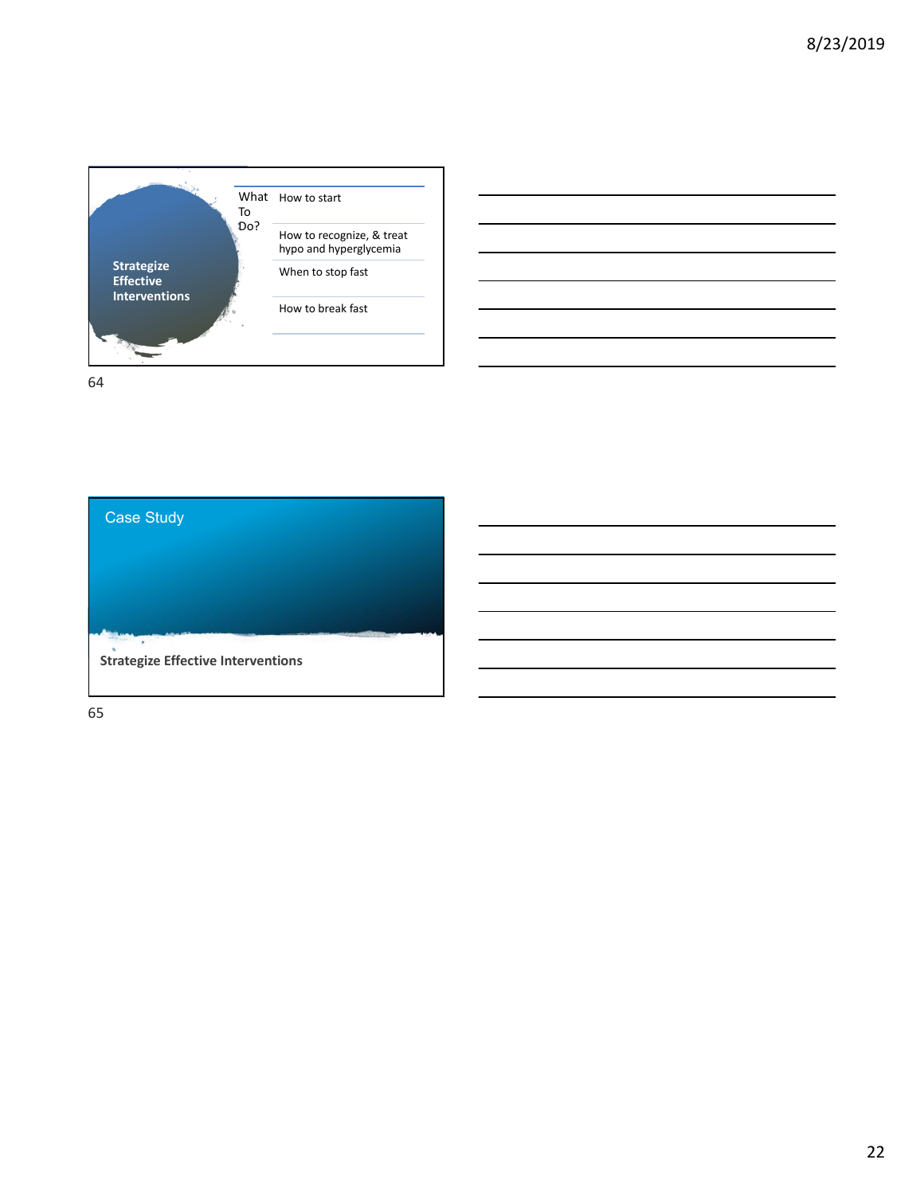## Strategize Effective Interventions

What To Do?

- How to start
- How to recognize, & treat hypo and hyperglycemia
- When to stop fast
- How to break fast

## Case Study

Strategize Effective Interventions